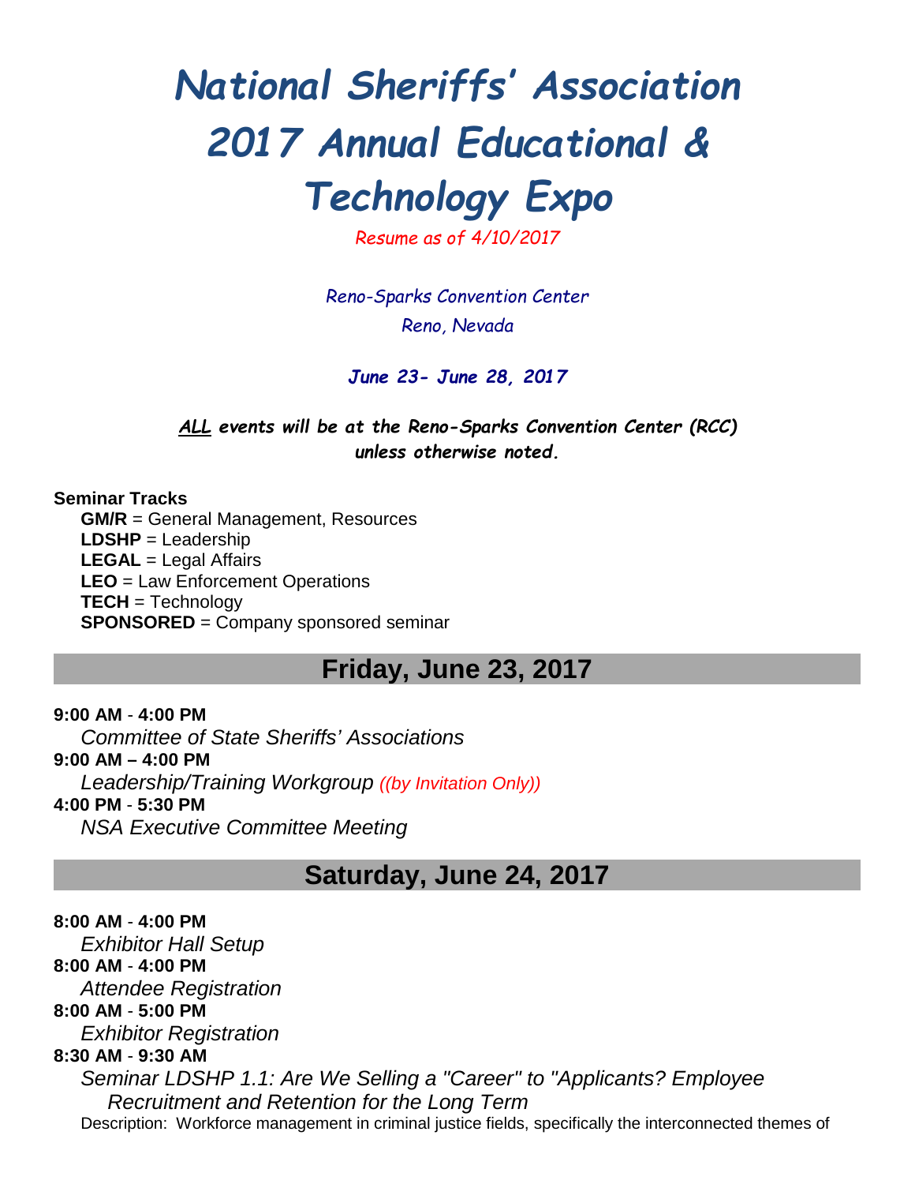# National Sheriffs' Association 2017 Annual Educational & Technology Expo

*Resume as of 4/10/2017*

*Reno-Sparks Convention Center*
*Reno, Nevada*

***June 23- June 28, 2017***

***ALL events will be at the Reno-Sparks Convention Center (RCC) unless otherwise noted.***

**Seminar Tracks**

- **GM/R** = General Management, Resources
- **LDSHP** = Leadership
- **LEGAL** = Legal Affairs
- **LEO** = Law Enforcement Operations
- **TECH** = Technology
- **SPONSORED** = Company sponsored seminar

## Friday, June 23, 2017

**9:00 AM** - **4:00 PM**
*Committee of State Sheriffs' Associations*

**9:00 AM – 4:00 PM**
*Leadership/Training Workgroup* *((by Invitation Only))*

**4:00 PM** - **5:30 PM**
*NSA Executive Committee Meeting*

## Saturday, June 24, 2017

**8:00 AM** - **4:00 PM**
*Exhibitor Hall Setup*

**8:00 AM** - **4:00 PM**
*Attendee Registration*

**8:00 AM** - **5:00 PM**
*Exhibitor Registration*

**8:30 AM** - **9:30 AM**
*Seminar LDSHP 1.1: Are We Selling a "Career" to "Applicants? Employee Recruitment and Retention for the Long Term*
Description: Workforce management in criminal justice fields, specifically the interconnected themes of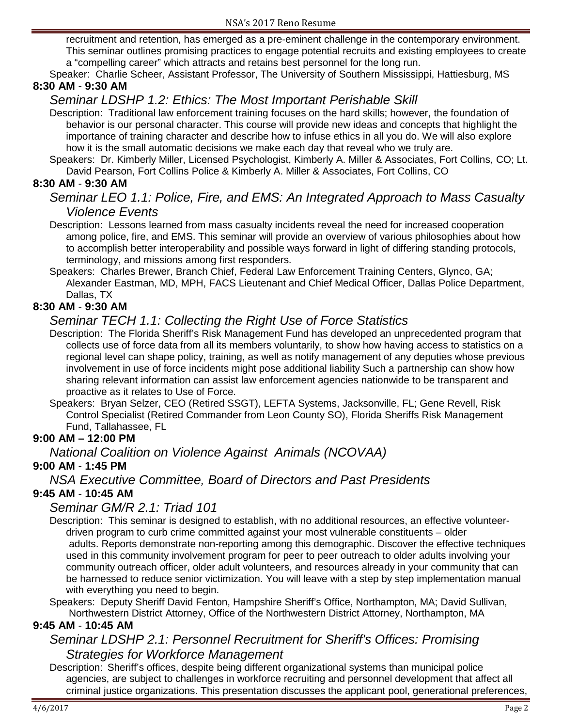recruitment and retention, has emerged as a pre-eminent challenge in the contemporary environment. This seminar outlines promising practices to engage potential recruits and existing employees to create a "compelling career" which attracts and retains best personnel for the long run.

Speaker: Charlie Scheer, Assistant Professor, The University of Southern Mississippi, Hattiesburg, MS

**8:30 AM - 9:30 AM**

*Seminar LDSHP 1.2: Ethics: The Most Important Perishable Skill*

Description: Traditional law enforcement training focuses on the hard skills; however, the foundation of behavior is our personal character. This course will provide new ideas and concepts that highlight the importance of training character and describe how to infuse ethics in all you do. We will also explore how it is the small automatic decisions we make each day that reveal who we truly are.

Speakers: Dr. Kimberly Miller, Licensed Psychologist, Kimberly A. Miller & Associates, Fort Collins, CO; Lt. David Pearson, Fort Collins Police & Kimberly A. Miller & Associates, Fort Collins, CO

**8:30 AM - 9:30 AM**

*Seminar LEO 1.1: Police, Fire, and EMS: An Integrated Approach to Mass Casualty Violence Events*

Description: Lessons learned from mass casualty incidents reveal the need for increased cooperation among police, fire, and EMS. This seminar will provide an overview of various philosophies about how to accomplish better interoperability and possible ways forward in light of differing standing protocols, terminology, and missions among first responders.

Speakers: Charles Brewer, Branch Chief, Federal Law Enforcement Training Centers, Glynco, GA; Alexander Eastman, MD, MPH, FACS Lieutenant and Chief Medical Officer, Dallas Police Department, Dallas, TX

**8:30 AM - 9:30 AM**

*Seminar TECH 1.1: Collecting the Right Use of Force Statistics*

Description: The Florida Sheriff's Risk Management Fund has developed an unprecedented program that collects use of force data from all its members voluntarily, to show how having access to statistics on a regional level can shape policy, training, as well as notify management of any deputies whose previous involvement in use of force incidents might pose additional liability Such a partnership can show how sharing relevant information can assist law enforcement agencies nationwide to be transparent and proactive as it relates to Use of Force.

Speakers: Bryan Selzer, CEO (Retired SSGT), LEFTA Systems, Jacksonville, FL; Gene Revell, Risk Control Specialist (Retired Commander from Leon County SO), Florida Sheriffs Risk Management Fund, Tallahassee, FL

**9:00 AM – 12:00 PM**

*National Coalition on Violence Against Animals (NCOVAA)*

**9:00 AM - 1:45 PM**

*NSA Executive Committee, Board of Directors and Past Presidents*

**9:45 AM - 10:45 AM**

*Seminar GM/R 2.1: Triad 101*

Description: This seminar is designed to establish, with no additional resources, an effective volunteer-driven program to curb crime committed against your most vulnerable constituents – older adults. Reports demonstrate non-reporting among this demographic. Discover the effective techniques used in this community involvement program for peer to peer outreach to older adults involving your community outreach officer, older adult volunteers, and resources already in your community that can be harnessed to reduce senior victimization. You will leave with a step by step implementation manual with everything you need to begin.

Speakers: Deputy Sheriff David Fenton, Hampshire Sheriff's Office, Northampton, MA; David Sullivan, Northwestern District Attorney, Office of the Northwestern District Attorney, Northampton, MA

**9:45 AM - 10:45 AM**

*Seminar LDSHP 2.1: Personnel Recruitment for Sheriff's Offices: Promising Strategies for Workforce Management*

Description: Sheriff's offices, despite being different organizational systems than municipal police agencies, are subject to challenges in workforce recruiting and personnel development that affect all criminal justice organizations. This presentation discusses the applicant pool, generational preferences,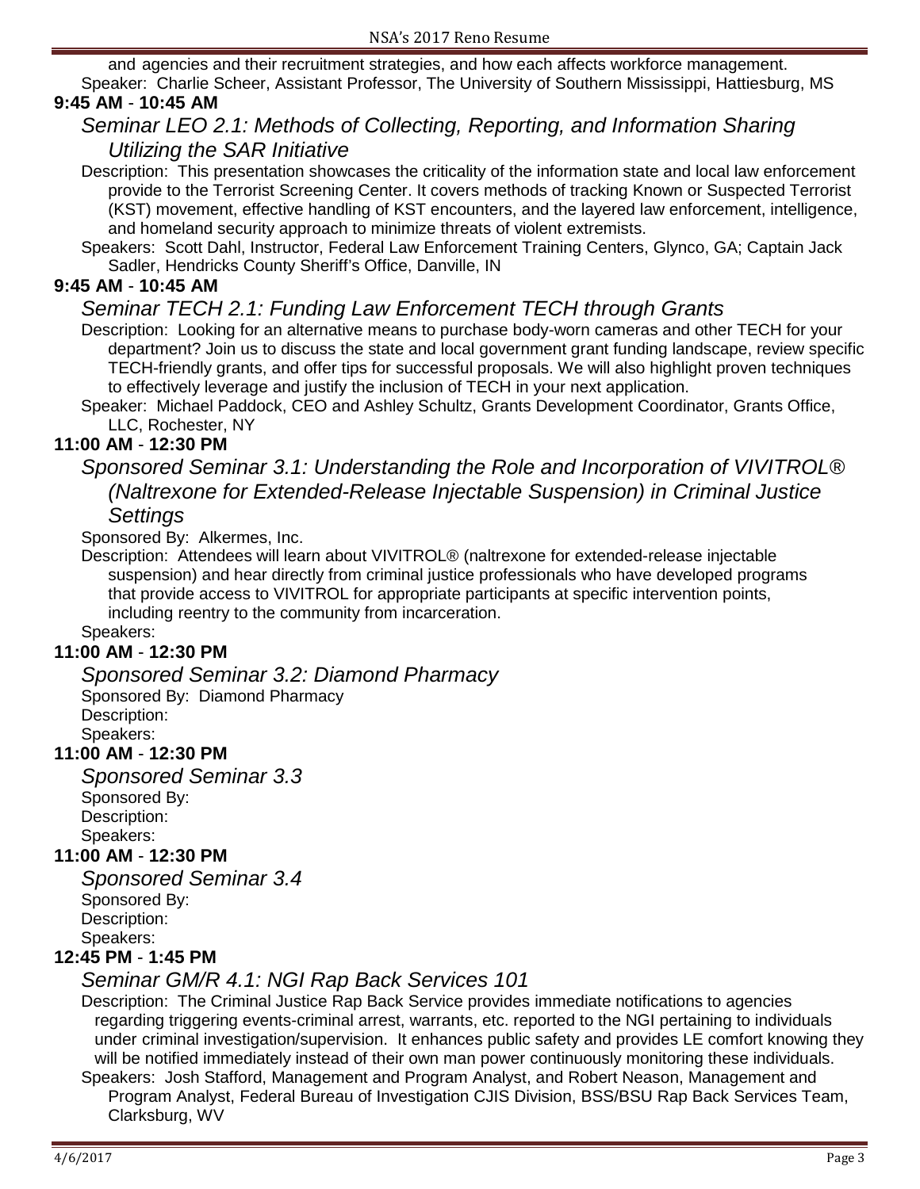and agencies and their recruitment strategies, and how each affects workforce management.

Speaker: Charlie Scheer, Assistant Professor, The University of Southern Mississippi, Hattiesburg, MS

**9:45 AM - 10:45 AM**

*Seminar LEO 2.1: Methods of Collecting, Reporting, and Information Sharing Utilizing the SAR Initiative*

Description: This presentation showcases the criticality of the information state and local law enforcement provide to the Terrorist Screening Center. It covers methods of tracking Known or Suspected Terrorist (KST) movement, effective handling of KST encounters, and the layered law enforcement, intelligence, and homeland security approach to minimize threats of violent extremists.

Speakers: Scott Dahl, Instructor, Federal Law Enforcement Training Centers, Glynco, GA; Captain Jack Sadler, Hendricks County Sheriff's Office, Danville, IN

**9:45 AM - 10:45 AM**

*Seminar TECH 2.1: Funding Law Enforcement TECH through Grants*

Description: Looking for an alternative means to purchase body-worn cameras and other TECH for your department? Join us to discuss the state and local government grant funding landscape, review specific TECH-friendly grants, and offer tips for successful proposals. We will also highlight proven techniques to effectively leverage and justify the inclusion of TECH in your next application.

Speaker: Michael Paddock, CEO and Ashley Schultz, Grants Development Coordinator, Grants Office, LLC, Rochester, NY

**11:00 AM - 12:30 PM**

*Sponsored Seminar 3.1: Understanding the Role and Incorporation of VIVITROL® (Naltrexone for Extended-Release Injectable Suspension) in Criminal Justice Settings*

Sponsored By: Alkermes, Inc.

Description: Attendees will learn about VIVITROL® (naltrexone for extended-release injectable suspension) and hear directly from criminal justice professionals who have developed programs that provide access to VIVITROL for appropriate participants at specific intervention points, including reentry to the community from incarceration.

Speakers:

**11:00 AM - 12:30 PM**

*Sponsored Seminar 3.2: Diamond Pharmacy*

Sponsored By: Diamond Pharmacy

Description:

Speakers:

**11:00 AM - 12:30 PM**

*Sponsored Seminar 3.3*

Sponsored By:

Description:

Speakers:

**11:00 AM - 12:30 PM**

*Sponsored Seminar 3.4*

Sponsored By:

Description:

Speakers:

**12:45 PM - 1:45 PM**

*Seminar GM/R 4.1: NGI Rap Back Services 101*

Description: The Criminal Justice Rap Back Service provides immediate notifications to agencies regarding triggering events-criminal arrest, warrants, etc. reported to the NGI pertaining to individuals under criminal investigation/supervision. It enhances public safety and provides LE comfort knowing they will be notified immediately instead of their own man power continuously monitoring these individuals.

Speakers: Josh Stafford, Management and Program Analyst, and Robert Neason, Management and Program Analyst, Federal Bureau of Investigation CJIS Division, BSS/BSU Rap Back Services Team, Clarksburg, WV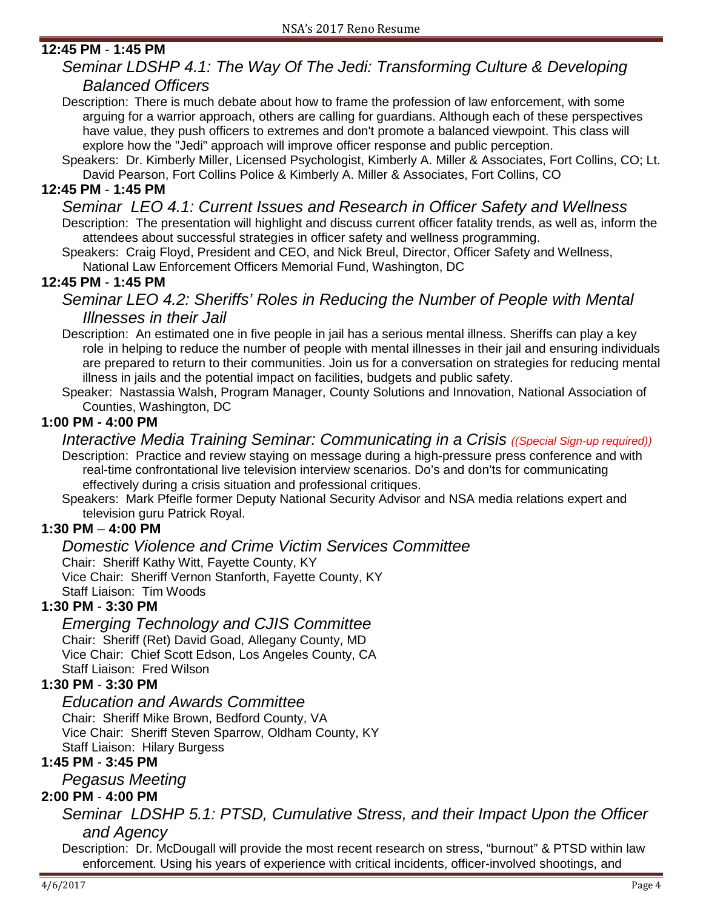**12:45 PM - 1:45 PM**

*Seminar LDSHP 4.1: The Way Of The Jedi: Transforming Culture & Developing Balanced Officers*

Description: There is much debate about how to frame the profession of law enforcement, with some arguing for a warrior approach, others are calling for guardians. Although each of these perspectives have value, they push officers to extremes and don't promote a balanced viewpoint. This class will explore how the "Jedi" approach will improve officer response and public perception.

Speakers: Dr. Kimberly Miller, Licensed Psychologist, Kimberly A. Miller & Associates, Fort Collins, CO; Lt. David Pearson, Fort Collins Police & Kimberly A. Miller & Associates, Fort Collins, CO

**12:45 PM - 1:45 PM**

*Seminar LEO 4.1: Current Issues and Research in Officer Safety and Wellness*

Description: The presentation will highlight and discuss current officer fatality trends, as well as, inform the attendees about successful strategies in officer safety and wellness programming.

Speakers: Craig Floyd, President and CEO, and Nick Breul, Director, Officer Safety and Wellness, National Law Enforcement Officers Memorial Fund, Washington, DC

**12:45 PM - 1:45 PM**

*Seminar LEO 4.2: Sheriffs' Roles in Reducing the Number of People with Mental Illnesses in their Jail*

Description: An estimated one in five people in jail has a serious mental illness. Sheriffs can play a key role in helping to reduce the number of people with mental illnesses in their jail and ensuring individuals are prepared to return to their communities. Join us for a conversation on strategies for reducing mental illness in jails and the potential impact on facilities, budgets and public safety.

Speaker: Nastassia Walsh, Program Manager, County Solutions and Innovation, National Association of Counties, Washington, DC

**1:00 PM - 4:00 PM**

*Interactive Media Training Seminar: Communicating in a Crisis* *((Special Sign-up required))*

Description: Practice and review staying on message during a high-pressure press conference and with real-time confrontational live television interview scenarios. Do's and don'ts for communicating effectively during a crisis situation and professional critiques.

Speakers: Mark Pfeifle former Deputy National Security Advisor and NSA media relations expert and television guru Patrick Royal.

**1:30 PM – 4:00 PM**

*Domestic Violence and Crime Victim Services Committee*

Chair: Sheriff Kathy Witt, Fayette County, KY
Vice Chair: Sheriff Vernon Stanforth, Fayette County, KY
Staff Liaison: Tim Woods

**1:30 PM - 3:30 PM**

*Emerging Technology and CJIS Committee*

Chair: Sheriff (Ret) David Goad, Allegany County, MD
Vice Chair: Chief Scott Edson, Los Angeles County, CA
Staff Liaison: Fred Wilson

**1:30 PM - 3:30 PM**

*Education and Awards Committee*

Chair: Sheriff Mike Brown, Bedford County, VA
Vice Chair: Sheriff Steven Sparrow, Oldham County, KY
Staff Liaison: Hilary Burgess

**1:45 PM - 3:45 PM**

*Pegasus Meeting*

**2:00 PM - 4:00 PM**

*Seminar LDSHP 5.1: PTSD, Cumulative Stress, and their Impact Upon the Officer and Agency*

Description: Dr. McDougall will provide the most recent research on stress, "burnout" & PTSD within law enforcement. Using his years of experience with critical incidents, officer-involved shootings, and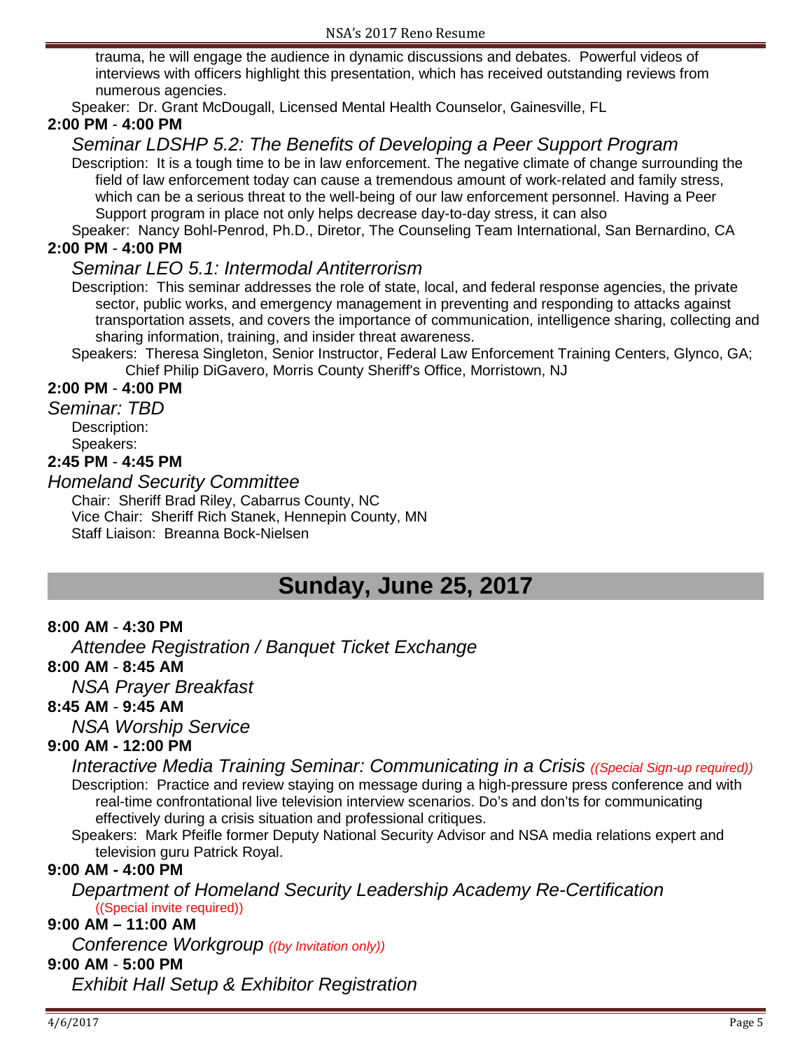trauma, he will engage the audience in dynamic discussions and debates. Powerful videos of interviews with officers highlight this presentation, which has received outstanding reviews from numerous agencies.

Speaker: Dr. Grant McDougall, Licensed Mental Health Counselor, Gainesville, FL

**2:00 PM - 4:00 PM**

*Seminar LDSHP 5.2: The Benefits of Developing a Peer Support Program*

Description: It is a tough time to be in law enforcement. The negative climate of change surrounding the field of law enforcement today can cause a tremendous amount of work-related and family stress, which can be a serious threat to the well-being of our law enforcement personnel. Having a Peer Support program in place not only helps decrease day-to-day stress, it can also

Speaker: Nancy Bohl-Penrod, Ph.D., Diretor, The Counseling Team International, San Bernardino, CA

**2:00 PM - 4:00 PM**

*Seminar LEO 5.1: Intermodal Antiterrorism*

Description: This seminar addresses the role of state, local, and federal response agencies, the private sector, public works, and emergency management in preventing and responding to attacks against transportation assets, and covers the importance of communication, intelligence sharing, collecting and sharing information, training, and insider threat awareness.

Speakers: Theresa Singleton, Senior Instructor, Federal Law Enforcement Training Centers, Glynco, GA; Chief Philip DiGavero, Morris County Sheriff's Office, Morristown, NJ

**2:00 PM - 4:00 PM**

*Seminar: TBD*

Description:

Speakers:

**2:45 PM - 4:45 PM**

*Homeland Security Committee*

Chair: Sheriff Brad Riley, Cabarrus County, NC

Vice Chair: Sheriff Rich Stanek, Hennepin County, MN

Staff Liaison: Breanna Bock-Nielsen

## Sunday, June 25, 2017

**8:00 AM - 4:30 PM**

*Attendee Registration / Banquet Ticket Exchange*

**8:00 AM - 8:45 AM**

*NSA Prayer Breakfast*

**8:45 AM - 9:45 AM**

*NSA Worship Service*

**9:00 AM - 12:00 PM**

*Interactive Media Training Seminar: Communicating in a Crisis* *((Special Sign-up required))*

Description: Practice and review staying on message during a high-pressure press conference and with real-time confrontational live television interview scenarios. Do's and don'ts for communicating effectively during a crisis situation and professional critiques.

Speakers: Mark Pfeifle former Deputy National Security Advisor and NSA media relations expert and television guru Patrick Royal.

**9:00 AM - 4:00 PM**

*Department of Homeland Security Leadership Academy Re-Certification* ((Special invite required))

**9:00 AM – 11:00 AM**

*Conference Workgroup* *((by Invitation only))*

**9:00 AM - 5:00 PM**

*Exhibit Hall Setup & Exhibitor Registration*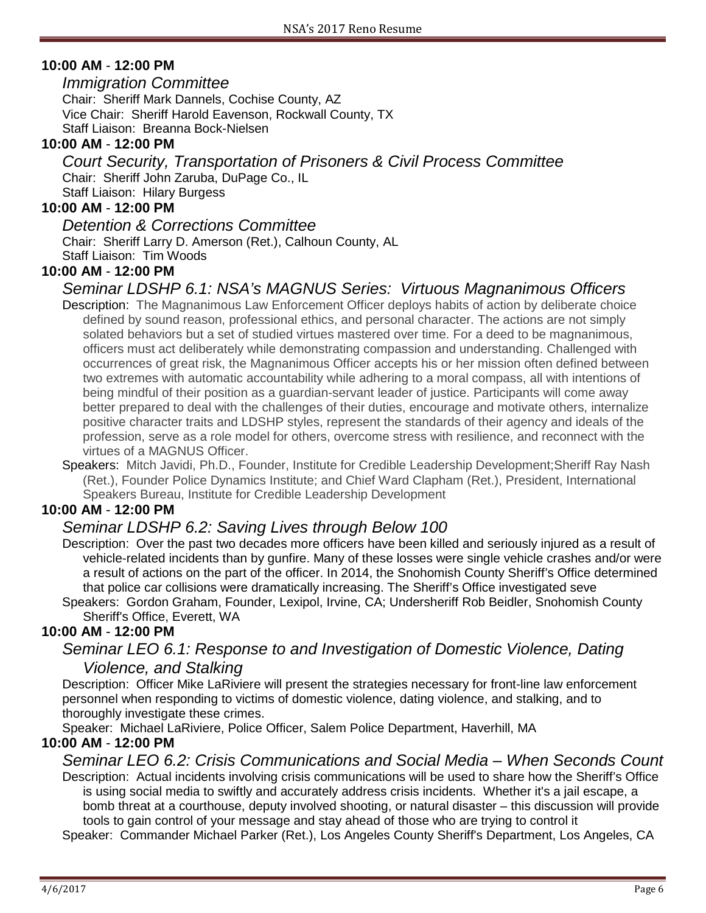**10:00 AM - 12:00 PM**

*Immigration Committee*

Chair: Sheriff Mark Dannels, Cochise County, AZ
Vice Chair: Sheriff Harold Eavenson, Rockwall County, TX
Staff Liaison: Breanna Bock-Nielsen

**10:00 AM - 12:00 PM**

*Court Security, Transportation of Prisoners & Civil Process Committee*

Chair: Sheriff John Zaruba, DuPage Co., IL
Staff Liaison: Hilary Burgess

**10:00 AM - 12:00 PM**

*Detention & Corrections Committee*

Chair: Sheriff Larry D. Amerson (Ret.), Calhoun County, AL
Staff Liaison: Tim Woods

**10:00 AM - 12:00 PM**

*Seminar LDSHP 6.1: NSA's MAGNUS Series: Virtuous Magnanimous Officers*

Description: The Magnanimous Law Enforcement Officer deploys habits of action by deliberate choice defined by sound reason, professional ethics, and personal character. The actions are not simply solated behaviors but a set of studied virtues mastered over time. For a deed to be magnanimous, officers must act deliberately while demonstrating compassion and understanding. Challenged with occurrences of great risk, the Magnanimous Officer accepts his or her mission often defined between two extremes with automatic accountability while adhering to a moral compass, all with intentions of being mindful of their position as a guardian-servant leader of justice. Participants will come away better prepared to deal with the challenges of their duties, encourage and motivate others, internalize positive character traits and LDSHP styles, represent the standards of their agency and ideals of the profession, serve as a role model for others, overcome stress with resilience, and reconnect with the virtues of a MAGNUS Officer.

Speakers: Mitch Javidi, Ph.D., Founder, Institute for Credible Leadership Development;Sheriff Ray Nash (Ret.), Founder Police Dynamics Institute; and Chief Ward Clapham (Ret.), President, International Speakers Bureau, Institute for Credible Leadership Development

**10:00 AM - 12:00 PM**

*Seminar LDSHP 6.2: Saving Lives through Below 100*

Description: Over the past two decades more officers have been killed and seriously injured as a result of vehicle-related incidents than by gunfire. Many of these losses were single vehicle crashes and/or were a result of actions on the part of the officer. In 2014, the Snohomish County Sheriff's Office determined that police car collisions were dramatically increasing. The Sheriff's Office investigated seve

Speakers: Gordon Graham, Founder, Lexipol, Irvine, CA; Undersheriff Rob Beidler, Snohomish County Sheriff's Office, Everett, WA

**10:00 AM - 12:00 PM**

*Seminar LEO 6.1: Response to and Investigation of Domestic Violence, Dating Violence, and Stalking*

Description: Officer Mike LaRiviere will present the strategies necessary for front-line law enforcement personnel when responding to victims of domestic violence, dating violence, and stalking, and to thoroughly investigate these crimes.

Speaker: Michael LaRiviere, Police Officer, Salem Police Department, Haverhill, MA

**10:00 AM - 12:00 PM**

*Seminar LEO 6.2: Crisis Communications and Social Media – When Seconds Count*

Description: Actual incidents involving crisis communications will be used to share how the Sheriff's Office is using social media to swiftly and accurately address crisis incidents. Whether it's a jail escape, a bomb threat at a courthouse, deputy involved shooting, or natural disaster – this discussion will provide tools to gain control of your message and stay ahead of those who are trying to control it

Speaker: Commander Michael Parker (Ret.), Los Angeles County Sheriff's Department, Los Angeles, CA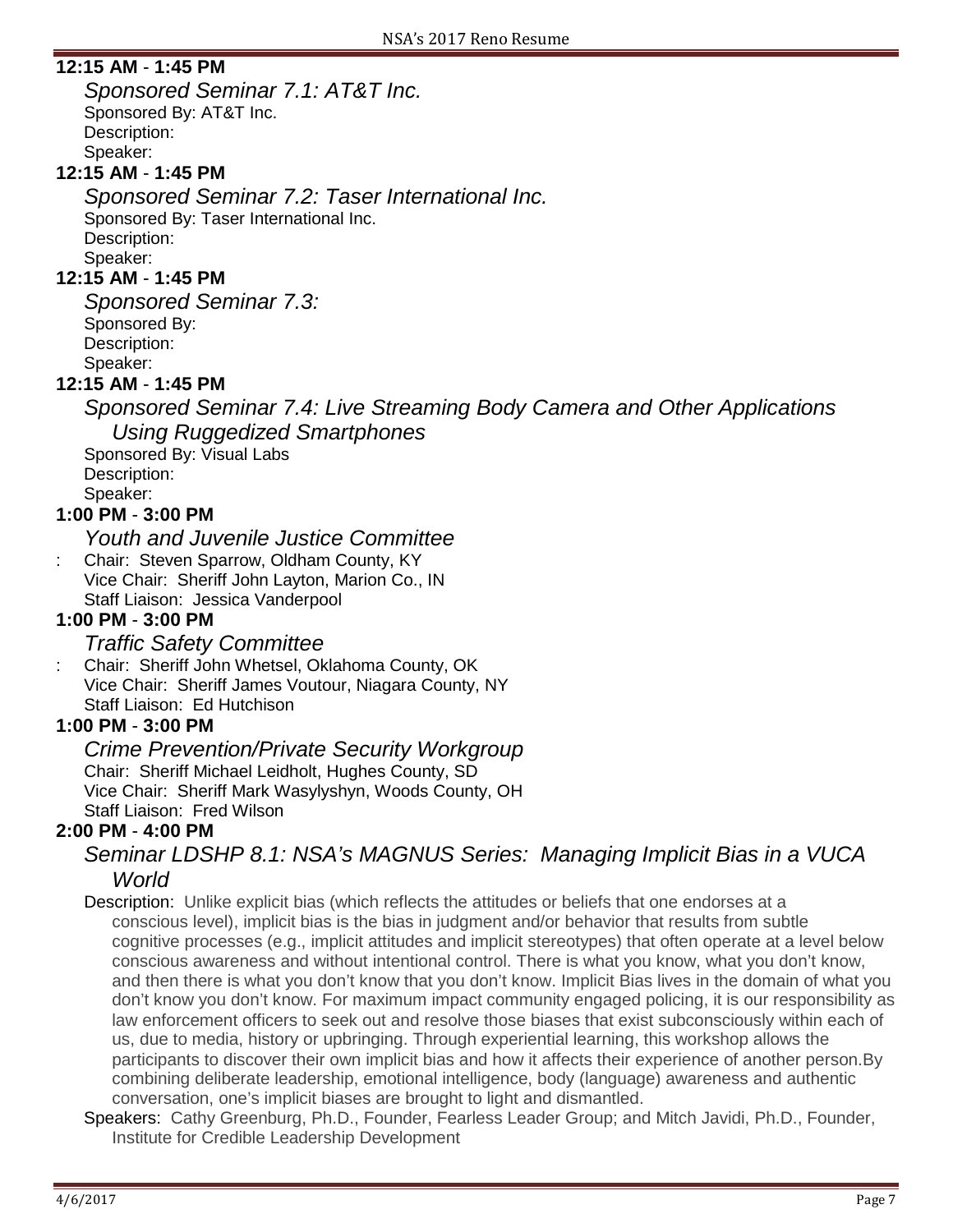**12:15 AM - 1:45 PM**

*Sponsored Seminar 7.1: AT&T Inc.*

Sponsored By: AT&T Inc.
Description:
Speaker:

**12:15 AM - 1:45 PM**

*Sponsored Seminar 7.2: Taser International Inc.*

Sponsored By: Taser International Inc.
Description:
Speaker:

**12:15 AM - 1:45 PM**

*Sponsored Seminar 7.3:*

Sponsored By:
Description:
Speaker:

**12:15 AM - 1:45 PM**

*Sponsored Seminar 7.4: Live Streaming Body Camera and Other Applications Using Ruggedized Smartphones*

Sponsored By: Visual Labs
Description:
Speaker:

**1:00 PM - 3:00 PM**

*Youth and Juvenile Justice Committee*

: Chair: Steven Sparrow, Oldham County, KY
Vice Chair: Sheriff John Layton, Marion Co., IN
Staff Liaison: Jessica Vanderpool

**1:00 PM - 3:00 PM**

*Traffic Safety Committee*

: Chair: Sheriff John Whetsel, Oklahoma County, OK
Vice Chair: Sheriff James Voutour, Niagara County, NY
Staff Liaison: Ed Hutchison

**1:00 PM - 3:00 PM**

*Crime Prevention/Private Security Workgroup*

Chair: Sheriff Michael Leidholt, Hughes County, SD
Vice Chair: Sheriff Mark Wasylyshyn, Woods County, OH
Staff Liaison: Fred Wilson

**2:00 PM - 4:00 PM**

*Seminar LDSHP 8.1: NSA's MAGNUS Series: Managing Implicit Bias in a VUCA World*

Description: Unlike explicit bias (which reflects the attitudes or beliefs that one endorses at a conscious level), implicit bias is the bias in judgment and/or behavior that results from subtle cognitive processes (e.g., implicit attitudes and implicit stereotypes) that often operate at a level below conscious awareness and without intentional control. There is what you know, what you don't know, and then there is what you don't know that you don't know. Implicit Bias lives in the domain of what you don't know you don't know. For maximum impact community engaged policing, it is our responsibility as law enforcement officers to seek out and resolve those biases that exist subconsciously within each of us, due to media, history or upbringing. Through experiential learning, this workshop allows the participants to discover their own implicit bias and how it affects their experience of another person.By combining deliberate leadership, emotional intelligence, body (language) awareness and authentic conversation, one's implicit biases are brought to light and dismantled.

Speakers: Cathy Greenburg, Ph.D., Founder, Fearless Leader Group; and Mitch Javidi, Ph.D., Founder, Institute for Credible Leadership Development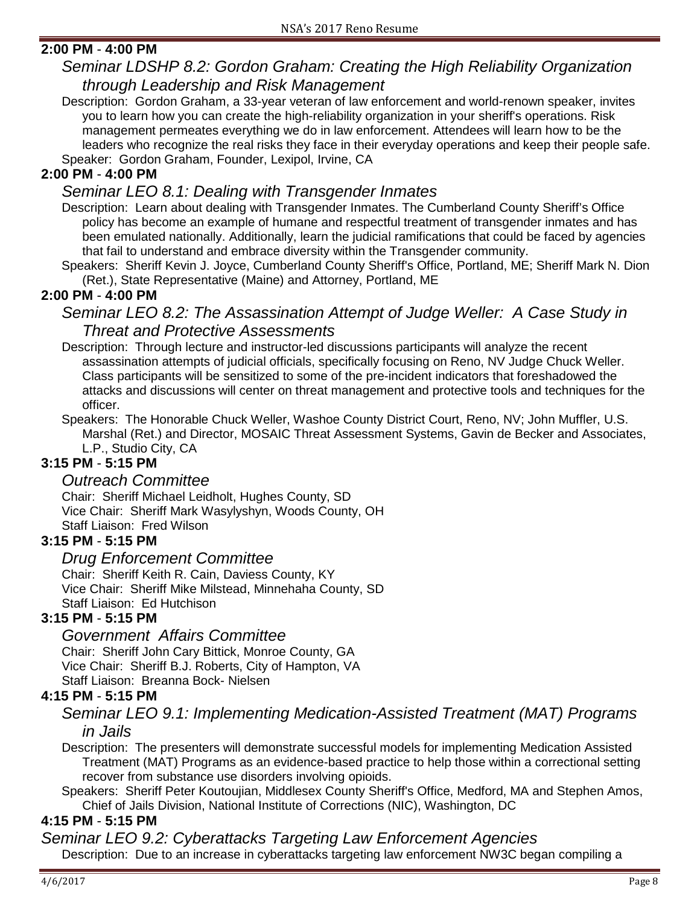**2:00 PM - 4:00 PM**

*Seminar LDSHP 8.2: Gordon Graham: Creating the High Reliability Organization through Leadership and Risk Management*

Description: Gordon Graham, a 33-year veteran of law enforcement and world-renown speaker, invites you to learn how you can create the high-reliability organization in your sheriff's operations. Risk management permeates everything we do in law enforcement. Attendees will learn how to be the leaders who recognize the real risks they face in their everyday operations and keep their people safe.

Speaker: Gordon Graham, Founder, Lexipol, Irvine, CA

**2:00 PM - 4:00 PM**

*Seminar LEO 8.1: Dealing with Transgender Inmates*

Description: Learn about dealing with Transgender Inmates. The Cumberland County Sheriff's Office policy has become an example of humane and respectful treatment of transgender inmates and has been emulated nationally. Additionally, learn the judicial ramifications that could be faced by agencies that fail to understand and embrace diversity within the Transgender community.

Speakers: Sheriff Kevin J. Joyce, Cumberland County Sheriff's Office, Portland, ME; Sheriff Mark N. Dion (Ret.), State Representative (Maine) and Attorney, Portland, ME

**2:00 PM - 4:00 PM**

*Seminar LEO 8.2: The Assassination Attempt of Judge Weller: A Case Study in Threat and Protective Assessments*

Description: Through lecture and instructor-led discussions participants will analyze the recent assassination attempts of judicial officials, specifically focusing on Reno, NV Judge Chuck Weller. Class participants will be sensitized to some of the pre-incident indicators that foreshadowed the attacks and discussions will center on threat management and protective tools and techniques for the officer.

Speakers: The Honorable Chuck Weller, Washoe County District Court, Reno, NV; John Muffler, U.S. Marshal (Ret.) and Director, MOSAIC Threat Assessment Systems, Gavin de Becker and Associates, L.P., Studio City, CA

**3:15 PM - 5:15 PM**

*Outreach Committee*

Chair: Sheriff Michael Leidholt, Hughes County, SD
Vice Chair: Sheriff Mark Wasylyshyn, Woods County, OH
Staff Liaison: Fred Wilson

**3:15 PM - 5:15 PM**

*Drug Enforcement Committee*

Chair: Sheriff Keith R. Cain, Daviess County, KY
Vice Chair: Sheriff Mike Milstead, Minnehaha County, SD
Staff Liaison: Ed Hutchison

**3:15 PM - 5:15 PM**

*Government Affairs Committee*

Chair: Sheriff John Cary Bittick, Monroe County, GA
Vice Chair: Sheriff B.J. Roberts, City of Hampton, VA
Staff Liaison: Breanna Bock- Nielsen

**4:15 PM - 5:15 PM**

*Seminar LEO 9.1: Implementing Medication-Assisted Treatment (MAT) Programs in Jails*

Description: The presenters will demonstrate successful models for implementing Medication Assisted Treatment (MAT) Programs as an evidence-based practice to help those within a correctional setting recover from substance use disorders involving opioids.

Speakers: Sheriff Peter Koutoujian, Middlesex County Sheriff's Office, Medford, MA and Stephen Amos, Chief of Jails Division, National Institute of Corrections (NIC), Washington, DC

**4:15 PM - 5:15 PM**

*Seminar LEO 9.2: Cyberattacks Targeting Law Enforcement Agencies*

Description: Due to an increase in cyberattacks targeting law enforcement NW3C began compiling a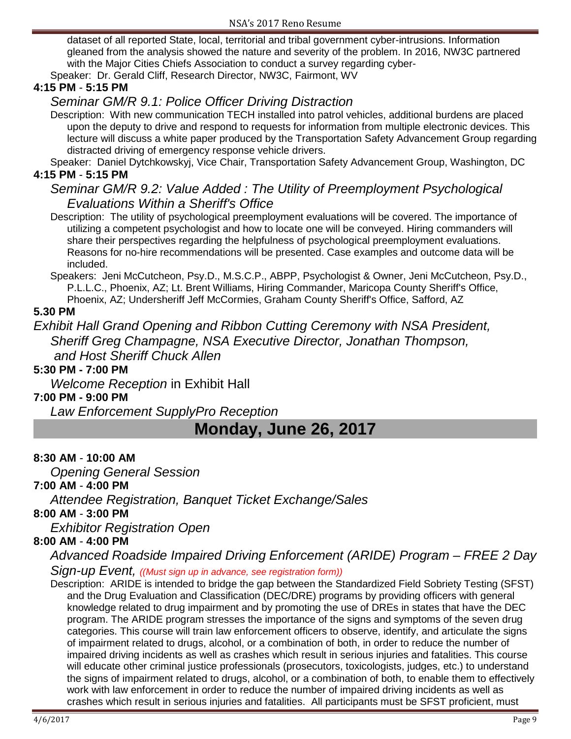dataset of all reported State, local, territorial and tribal government cyber-intrusions. Information gleaned from the analysis showed the nature and severity of the problem. In 2016, NW3C partnered with the Major Cities Chiefs Association to conduct a survey regarding cyber-

Speaker: Dr. Gerald Cliff, Research Director, NW3C, Fairmont, WV

**4:15 PM** - **5:15 PM**

*Seminar GM/R 9.1: Police Officer Driving Distraction*

Description: With new communication TECH installed into patrol vehicles, additional burdens are placed upon the deputy to drive and respond to requests for information from multiple electronic devices. This lecture will discuss a white paper produced by the Transportation Safety Advancement Group regarding distracted driving of emergency response vehicle drivers.

Speaker: Daniel Dytchkowskyj, Vice Chair, Transportation Safety Advancement Group, Washington, DC

**4:15 PM** - **5:15 PM**

*Seminar GM/R 9.2: Value Added : The Utility of Preemployment Psychological Evaluations Within a Sheriff's Office*

Description: The utility of psychological preemployment evaluations will be covered. The importance of utilizing a competent psychologist and how to locate one will be conveyed. Hiring commanders will share their perspectives regarding the helpfulness of psychological preemployment evaluations. Reasons for no-hire recommendations will be presented. Case examples and outcome data will be included.

Speakers: Jeni McCutcheon, Psy.D., M.S.C.P., ABPP, Psychologist & Owner, Jeni McCutcheon, Psy.D., P.L.L.C., Phoenix, AZ; Lt. Brent Williams, Hiring Commander, Maricopa County Sheriff's Office, Phoenix, AZ; Undersheriff Jeff McCormies, Graham County Sheriff's Office, Safford, AZ

**5.30 PM**

*Exhibit Hall Grand Opening and Ribbon Cutting Ceremony with NSA President, Sheriff Greg Champagne, NSA Executive Director, Jonathan Thompson, and Host Sheriff Chuck Allen*

**5:30 PM - 7:00 PM**

*Welcome Reception* in Exhibit Hall

**7:00 PM - 9:00 PM**

*Law Enforcement SupplyPro Reception*

## Monday, June 26, 2017

**8:30 AM** - **10:00 AM**

*Opening General Session*

**7:00 AM** - **4:00 PM**

*Attendee Registration, Banquet Ticket Exchange/Sales*

**8:00 AM** - **3:00 PM**

*Exhibitor Registration Open*

**8:00 AM** - **4:00 PM**

*Advanced Roadside Impaired Driving Enforcement (ARIDE) Program – FREE 2 Day Sign-up Event,* *((Must sign up in advance, see registration form))*

Description: ARIDE is intended to bridge the gap between the Standardized Field Sobriety Testing (SFST) and the Drug Evaluation and Classification (DEC/DRE) programs by providing officers with general knowledge related to drug impairment and by promoting the use of DREs in states that have the DEC program. The ARIDE program stresses the importance of the signs and symptoms of the seven drug categories. This course will train law enforcement officers to observe, identify, and articulate the signs of impairment related to drugs, alcohol, or a combination of both, in order to reduce the number of impaired driving incidents as well as crashes which result in serious injuries and fatalities. This course will educate other criminal justice professionals (prosecutors, toxicologists, judges, etc.) to understand the signs of impairment related to drugs, alcohol, or a combination of both, to enable them to effectively work with law enforcement in order to reduce the number of impaired driving incidents as well as crashes which result in serious injuries and fatalities. All participants must be SFST proficient, must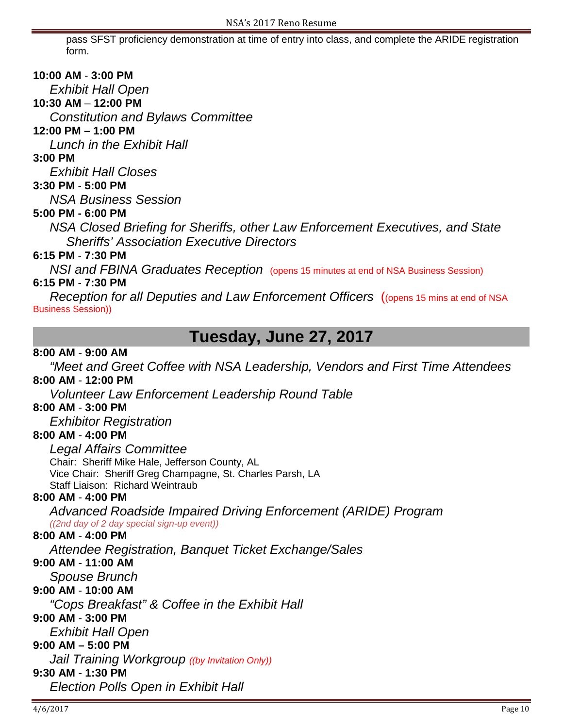pass SFST proficiency demonstration at time of entry into class, and complete the ARIDE registration form.

**10:00 AM - 3:00 PM**
*Exhibit Hall Open*

**10:30 AM – 12:00 PM**
*Constitution and Bylaws Committee*

**12:00 PM – 1:00 PM**
*Lunch in the Exhibit Hall*

**3:00 PM**
*Exhibit Hall Closes*

**3:30 PM - 5:00 PM**
*NSA Business Session*

**5:00 PM - 6:00 PM**
*NSA Closed Briefing for Sheriffs, other Law Enforcement Executives, and State Sheriffs' Association Executive Directors*

**6:15 PM - 7:30 PM**
*NSI and FBINA Graduates Reception* (opens 15 minutes at end of NSA Business Session)

**6:15 PM - 7:30 PM**
*Reception for all Deputies and Law Enforcement Officers* ((opens 15 mins at end of NSA Business Session))

## Tuesday, June 27, 2017

**8:00 AM - 9:00 AM**
*"Meet and Greet Coffee with NSA Leadership, Vendors and First Time Attendees*

**8:00 AM - 12:00 PM**
*Volunteer Law Enforcement Leadership Round Table*

**8:00 AM - 3:00 PM**
*Exhibitor Registration*

**8:00 AM - 4:00 PM**
*Legal Affairs Committee*
Chair: Sheriff Mike Hale, Jefferson County, AL
Vice Chair: Sheriff Greg Champagne, St. Charles Parsh, LA
Staff Liaison: Richard Weintraub

**8:00 AM - 4:00 PM**
*Advanced Roadside Impaired Driving Enforcement (ARIDE) Program*
*((2nd day of 2 day special sign-up event))*

**8:00 AM - 4:00 PM**
*Attendee Registration, Banquet Ticket Exchange/Sales*

**9:00 AM - 11:00 AM**
*Spouse Brunch*

**9:00 AM - 10:00 AM**
*"Cops Breakfast" & Coffee in the Exhibit Hall*

**9:00 AM - 3:00 PM**
*Exhibit Hall Open*

**9:00 AM – 5:00 PM**
*Jail Training Workgroup* *((by Invitation Only))*

**9:30 AM - 1:30 PM**
*Election Polls Open in Exhibit Hall*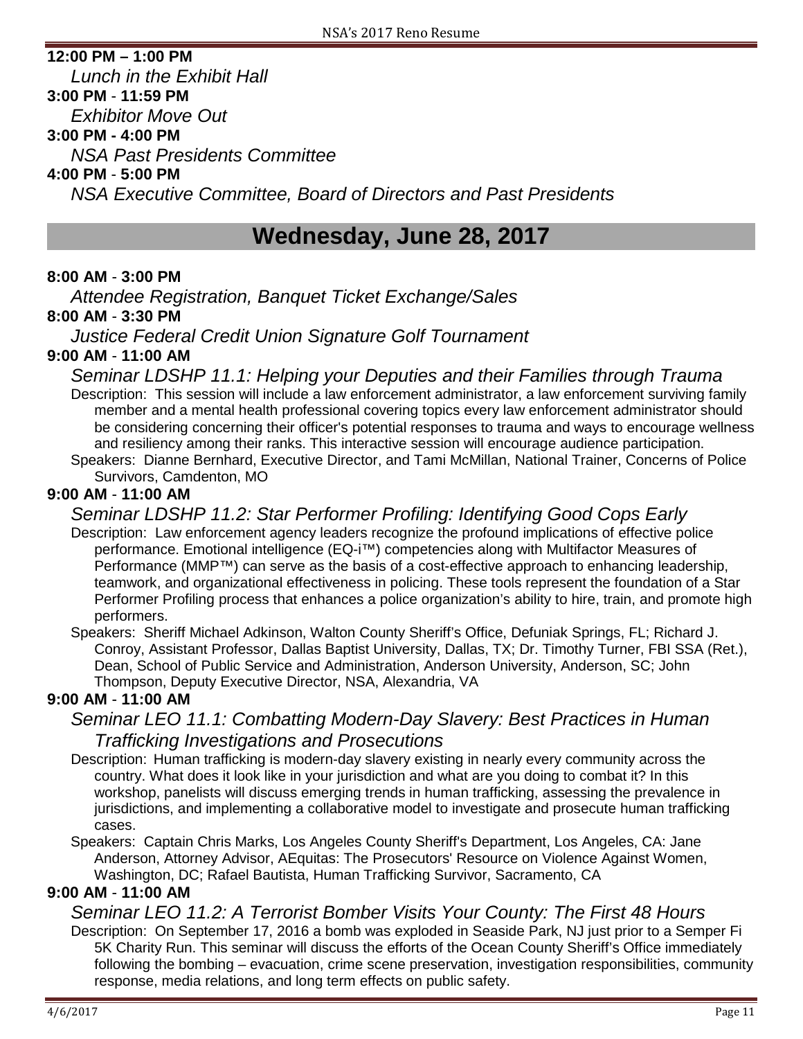**12:00 PM – 1:00 PM**

*Lunch in the Exhibit Hall*

**3:00 PM - 11:59 PM**

*Exhibitor Move Out*

**3:00 PM - 4:00 PM**

*NSA Past Presidents Committee*

**4:00 PM - 5:00 PM**

*NSA Executive Committee, Board of Directors and Past Presidents*

## Wednesday, June 28, 2017

**8:00 AM - 3:00 PM**

*Attendee Registration, Banquet Ticket Exchange/Sales*

**8:00 AM - 3:30 PM**

*Justice Federal Credit Union Signature Golf Tournament*

**9:00 AM - 11:00 AM**

*Seminar LDSHP 11.1: Helping your Deputies and their Families through Trauma*

Description: This session will include a law enforcement administrator, a law enforcement surviving family member and a mental health professional covering topics every law enforcement administrator should be considering concerning their officer's potential responses to trauma and ways to encourage wellness and resiliency among their ranks. This interactive session will encourage audience participation.

Speakers: Dianne Bernhard, Executive Director, and Tami McMillan, National Trainer, Concerns of Police Survivors, Camdenton, MO

**9:00 AM - 11:00 AM**

*Seminar LDSHP 11.2: Star Performer Profiling: Identifying Good Cops Early*

Description: Law enforcement agency leaders recognize the profound implications of effective police performance. Emotional intelligence (EQ-i™) competencies along with Multifactor Measures of Performance (MMP™) can serve as the basis of a cost-effective approach to enhancing leadership, teamwork, and organizational effectiveness in policing. These tools represent the foundation of a Star Performer Profiling process that enhances a police organization's ability to hire, train, and promote high performers.

Speakers: Sheriff Michael Adkinson, Walton County Sheriff's Office, Defuniak Springs, FL; Richard J. Conroy, Assistant Professor, Dallas Baptist University, Dallas, TX; Dr. Timothy Turner, FBI SSA (Ret.), Dean, School of Public Service and Administration, Anderson University, Anderson, SC; John Thompson, Deputy Executive Director, NSA, Alexandria, VA

**9:00 AM - 11:00 AM**

*Seminar LEO 11.1: Combatting Modern-Day Slavery: Best Practices in Human Trafficking Investigations and Prosecutions*

Description: Human trafficking is modern-day slavery existing in nearly every community across the country. What does it look like in your jurisdiction and what are you doing to combat it? In this workshop, panelists will discuss emerging trends in human trafficking, assessing the prevalence in jurisdictions, and implementing a collaborative model to investigate and prosecute human trafficking cases.

Speakers: Captain Chris Marks, Los Angeles County Sheriff's Department, Los Angeles, CA: Jane Anderson, Attorney Advisor, AEquitas: The Prosecutors' Resource on Violence Against Women, Washington, DC; Rafael Bautista, Human Trafficking Survivor, Sacramento, CA

**9:00 AM - 11:00 AM**

*Seminar LEO 11.2: A Terrorist Bomber Visits Your County: The First 48 Hours*

Description: On September 17, 2016 a bomb was exploded in Seaside Park, NJ just prior to a Semper Fi 5K Charity Run. This seminar will discuss the efforts of the Ocean County Sheriff's Office immediately following the bombing – evacuation, crime scene preservation, investigation responsibilities, community response, media relations, and long term effects on public safety.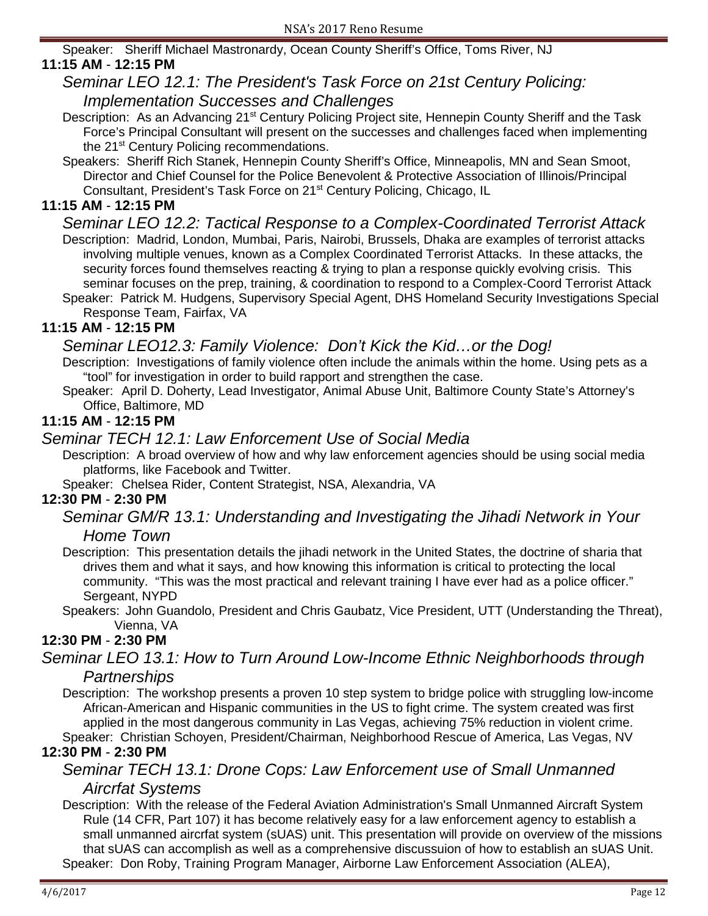Speaker: Sheriff Michael Mastronardy, Ocean County Sheriff's Office, Toms River, NJ

**11:15 AM - 12:15 PM**

*Seminar LEO 12.1: The President's Task Force on 21st Century Policing: Implementation Successes and Challenges*

Description: As an Advancing 21st Century Policing Project site, Hennepin County Sheriff and the Task Force's Principal Consultant will present on the successes and challenges faced when implementing the 21st Century Policing recommendations.

Speakers: Sheriff Rich Stanek, Hennepin County Sheriff's Office, Minneapolis, MN and Sean Smoot, Director and Chief Counsel for the Police Benevolent & Protective Association of Illinois/Principal Consultant, President's Task Force on 21st Century Policing, Chicago, IL

**11:15 AM - 12:15 PM**

*Seminar LEO 12.2: Tactical Response to a Complex-Coordinated Terrorist Attack*

Description: Madrid, London, Mumbai, Paris, Nairobi, Brussels, Dhaka are examples of terrorist attacks involving multiple venues, known as a Complex Coordinated Terrorist Attacks. In these attacks, the security forces found themselves reacting & trying to plan a response quickly evolving crisis. This seminar focuses on the prep, training, & coordination to respond to a Complex-Coord Terrorist Attack

Speaker: Patrick M. Hudgens, Supervisory Special Agent, DHS Homeland Security Investigations Special Response Team, Fairfax, VA

**11:15 AM - 12:15 PM**

*Seminar LEO12.3: Family Violence: Don't Kick the Kid…or the Dog!*

Description: Investigations of family violence often include the animals within the home. Using pets as a "tool" for investigation in order to build rapport and strengthen the case.

Speaker: April D. Doherty, Lead Investigator, Animal Abuse Unit, Baltimore County State's Attorney's Office, Baltimore, MD

**11:15 AM - 12:15 PM**

*Seminar TECH 12.1: Law Enforcement Use of Social Media*

Description: A broad overview of how and why law enforcement agencies should be using social media platforms, like Facebook and Twitter.

Speaker: Chelsea Rider, Content Strategist, NSA, Alexandria, VA

**12:30 PM - 2:30 PM**

*Seminar GM/R 13.1: Understanding and Investigating the Jihadi Network in Your Home Town*

Description: This presentation details the jihadi network in the United States, the doctrine of sharia that drives them and what it says, and how knowing this information is critical to protecting the local community. "This was the most practical and relevant training I have ever had as a police officer." Sergeant, NYPD

Speakers: John Guandolo, President and Chris Gaubatz, Vice President, UTT (Understanding the Threat), Vienna, VA

**12:30 PM - 2:30 PM**

*Seminar LEO 13.1: How to Turn Around Low-Income Ethnic Neighborhoods through Partnerships*

Description: The workshop presents a proven 10 step system to bridge police with struggling low-income African-American and Hispanic communities in the US to fight crime. The system created was first applied in the most dangerous community in Las Vegas, achieving 75% reduction in violent crime.

Speaker: Christian Schoyen, President/Chairman, Neighborhood Rescue of America, Las Vegas, NV

**12:30 PM - 2:30 PM**

*Seminar TECH 13.1: Drone Cops: Law Enforcement use of Small Unmanned Aircrfat Systems*

Description: With the release of the Federal Aviation Administration's Small Unmanned Aircraft System Rule (14 CFR, Part 107) it has become relatively easy for a law enforcement agency to establish a small unmanned aircrfat system (sUAS) unit. This presentation will provide on overview of the missions that sUAS can accomplish as well as a comprehensive discussuion of how to establish an sUAS Unit.

Speaker: Don Roby, Training Program Manager, Airborne Law Enforcement Association (ALEA),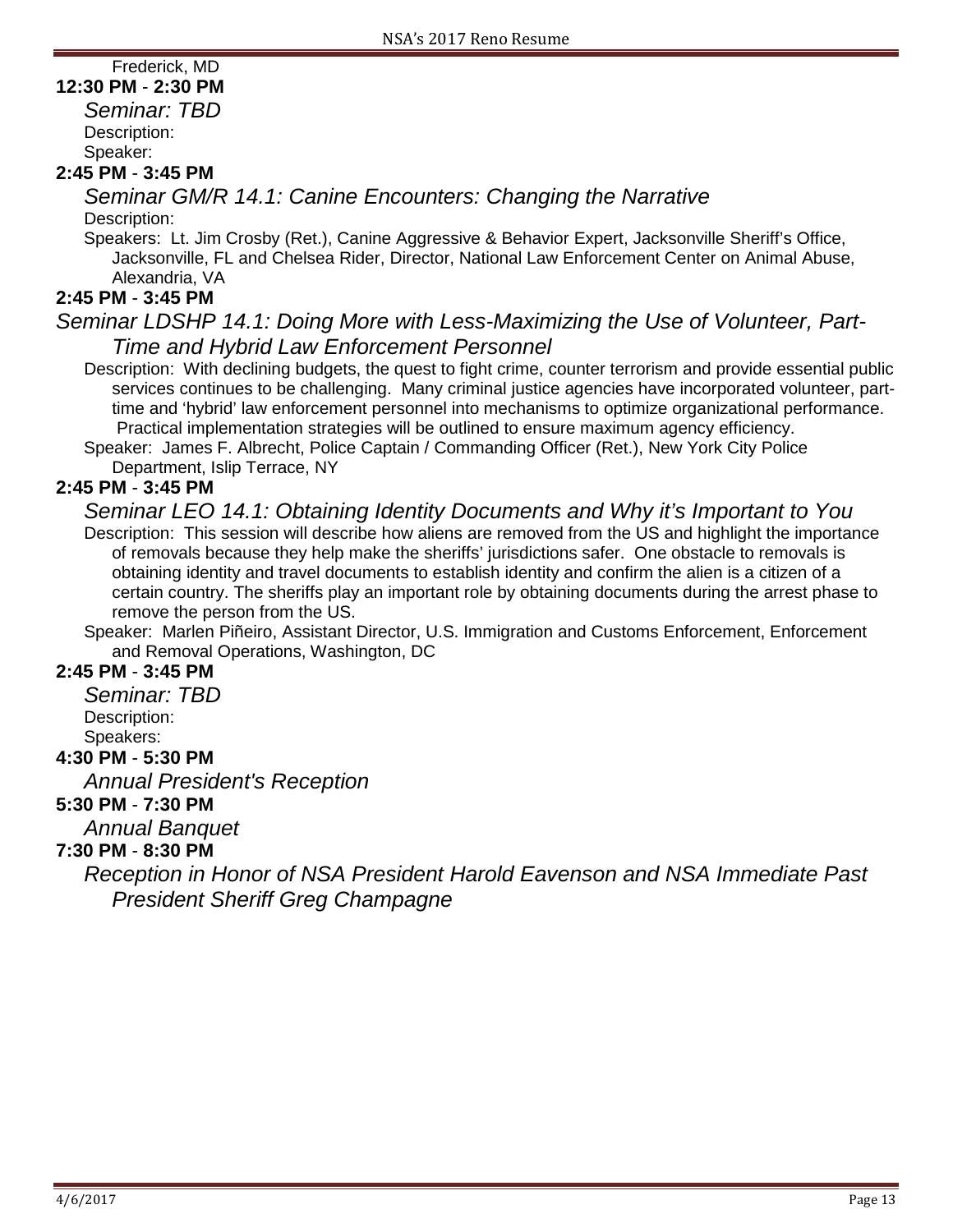Frederick, MD

**12:30 PM - 2:30 PM**

*Seminar: TBD*

Description:

Speaker:

**2:45 PM - 3:45 PM**

*Seminar GM/R 14.1: Canine Encounters: Changing the Narrative*

Description:

Speakers: Lt. Jim Crosby (Ret.), Canine Aggressive & Behavior Expert, Jacksonville Sheriff's Office, Jacksonville, FL and Chelsea Rider, Director, National Law Enforcement Center on Animal Abuse, Alexandria, VA

**2:45 PM - 3:45 PM**

*Seminar LDSHP 14.1: Doing More with Less-Maximizing the Use of Volunteer, Part-Time and Hybrid Law Enforcement Personnel*

Description: With declining budgets, the quest to fight crime, counter terrorism and provide essential public services continues to be challenging. Many criminal justice agencies have incorporated volunteer, part-time and 'hybrid' law enforcement personnel into mechanisms to optimize organizational performance. Practical implementation strategies will be outlined to ensure maximum agency efficiency.

Speaker: James F. Albrecht, Police Captain / Commanding Officer (Ret.), New York City Police Department, Islip Terrace, NY

**2:45 PM - 3:45 PM**

*Seminar LEO 14.1: Obtaining Identity Documents and Why it's Important to You*

Description: This session will describe how aliens are removed from the US and highlight the importance of removals because they help make the sheriffs' jurisdictions safer. One obstacle to removals is obtaining identity and travel documents to establish identity and confirm the alien is a citizen of a certain country. The sheriffs play an important role by obtaining documents during the arrest phase to remove the person from the US.

Speaker: Marlen Piñeiro, Assistant Director, U.S. Immigration and Customs Enforcement, Enforcement and Removal Operations, Washington, DC

**2:45 PM - 3:45 PM**

*Seminar: TBD*

Description:

Speakers:

**4:30 PM - 5:30 PM**

*Annual President's Reception*

**5:30 PM - 7:30 PM**

*Annual Banquet*

**7:30 PM - 8:30 PM**

*Reception in Honor of NSA President Harold Eavenson and NSA Immediate Past President Sheriff Greg Champagne*